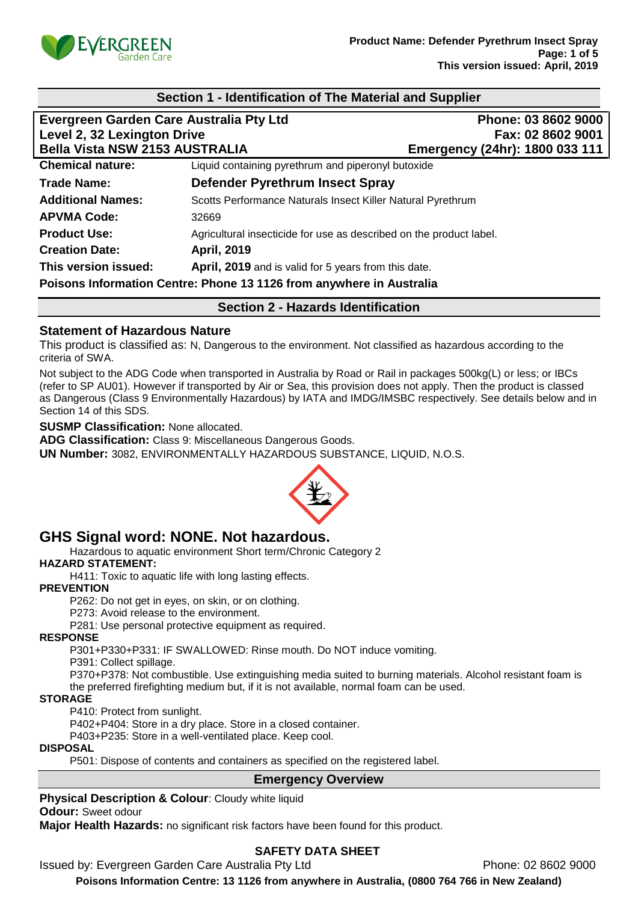## Section 1 - Identification of The Material and Supplier

**Evergreen Garden Care Australia Pty Ltd**
**Level 2, 32 Lexington Drive**
**Bella Vista NSW 2153 AUSTRALIA**

**Phone: 03 8602 9000**
**Fax: 02 8602 9001**
**Emergency (24hr): 1800 033 111**

| | |
|---|---|
| **Chemical nature:** | Liquid containing pyrethrum and piperonyl butoxide |
| **Trade Name:** | **Defender Pyrethrum Insect Spray** |
| **Additional Names:** | Scotts Performance Naturals Insect Killer Natural Pyrethrum |
| **APVMA Code:** | 32669 |
| **Product Use:** | Agricultural insecticide for use as described on the product label. |
| **Creation Date:** | **April, 2019** |
| **This version issued:** | **April, 2019** and is valid for 5 years from this date. |

**Poisons Information Centre: Phone 13 1126 from anywhere in Australia**

## Section 2 - Hazards Identification

### Statement of Hazardous Nature

This product is classified as: N, Dangerous to the environment. Not classified as hazardous according to the criteria of SWA.

Not subject to the ADG Code when transported in Australia by Road or Rail in packages 500kg(L) or less; or IBCs (refer to SP AU01). However if transported by Air or Sea, this provision does not apply. Then the product is classed as Dangerous (Class 9 Environmentally Hazardous) by IATA and IMDG/IMSBC respectively. See details below and in Section 14 of this SDS.

**SUSMP Classification:** None allocated.
**ADG Classification:** Class 9: Miscellaneous Dangerous Goods.
**UN Number:** 3082, ENVIRONMENTALLY HAZARDOUS SUBSTANCE, LIQUID, N.O.S.

### GHS Signal word: NONE. Not hazardous.

Hazardous to aquatic environment Short term/Chronic Category 2

**HAZARD STATEMENT:**

H411: Toxic to aquatic life with long lasting effects.

**PREVENTION**

P262: Do not get in eyes, on skin, or on clothing.
P273: Avoid release to the environment.
P281: Use personal protective equipment as required.

**RESPONSE**

P301+P330+P331: IF SWALLOWED: Rinse mouth. Do NOT induce vomiting.
P391: Collect spillage.
P370+P378: Not combustible. Use extinguishing media suited to burning materials. Alcohol resistant foam is the preferred firefighting medium but, if it is not available, normal foam can be used.

**STORAGE**

P410: Protect from sunlight.
P402+P404: Store in a dry place. Store in a closed container.
P403+P235: Store in a well-ventilated place. Keep cool.

**DISPOSAL**

P501: Dispose of contents and containers as specified on the registered label.

## Emergency Overview

**Physical Description & Colour**: Cloudy white liquid
**Odour:** Sweet odour
**Major Health Hazards:** no significant risk factors have been found for this product.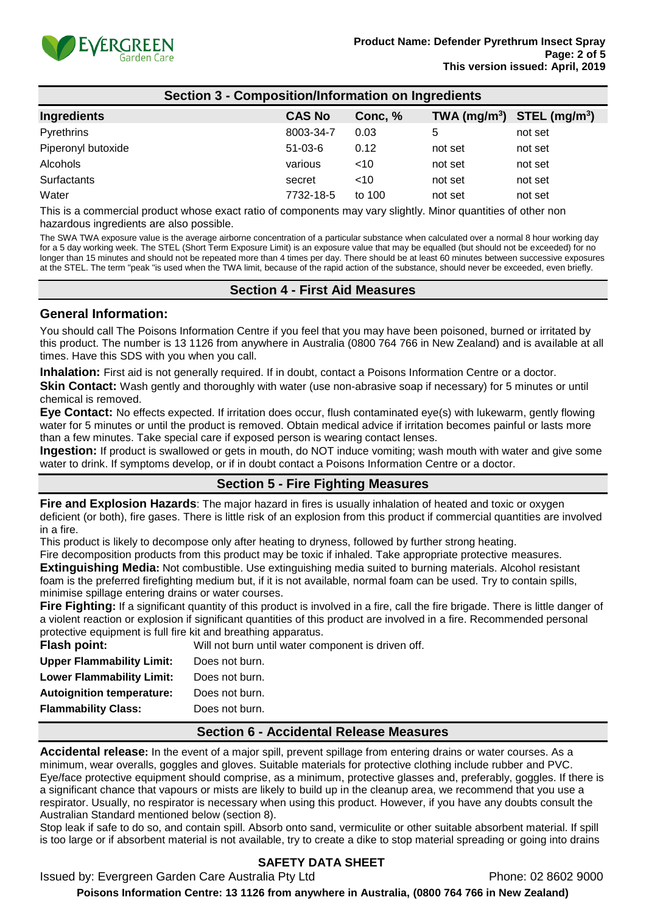## Section 3 - Composition/Information on Ingredients

| Ingredients | CAS No | Conc, % | TWA (mg/m$^3$) | STEL (mg/m$^3$) |
|---|---|---|---|---|
| Pyrethrins | 8003-34-7 | 0.03 | 5 | not set |
| Piperonyl butoxide | 51-03-6 | 0.12 | not set | not set |
| Alcohols | various | <10 | not set | not set |
| Surfactants | secret | <10 | not set | not set |
| Water | 7732-18-5 | to 100 | not set | not set |

This is a commercial product whose exact ratio of components may vary slightly. Minor quantities of other non hazardous ingredients are also possible.

The SWA TWA exposure value is the average airborne concentration of a particular substance when calculated over a normal 8 hour working day for a 5 day working week. The STEL (Short Term Exposure Limit) is an exposure value that may be equalled (but should not be exceeded) for no longer than 15 minutes and should not be repeated more than 4 times per day. There should be at least 60 minutes between successive exposures at the STEL. The term "peak "is used when the TWA limit, because of the rapid action of the substance, should never be exceeded, even briefly.

## Section 4 - First Aid Measures

### General Information:

You should call The Poisons Information Centre if you feel that you may have been poisoned, burned or irritated by this product. The number is 13 1126 from anywhere in Australia (0800 764 766 in New Zealand) and is available at all times. Have this SDS with you when you call.

**Inhalation:** First aid is not generally required. If in doubt, contact a Poisons Information Centre or a doctor.

**Skin Contact:** Wash gently and thoroughly with water (use non-abrasive soap if necessary) for 5 minutes or until chemical is removed.

**Eye Contact:** No effects expected. If irritation does occur, flush contaminated eye(s) with lukewarm, gently flowing water for 5 minutes or until the product is removed. Obtain medical advice if irritation becomes painful or lasts more than a few minutes. Take special care if exposed person is wearing contact lenses.

**Ingestion:** If product is swallowed or gets in mouth, do NOT induce vomiting; wash mouth with water and give some water to drink. If symptoms develop, or if in doubt contact a Poisons Information Centre or a doctor.

## Section 5 - Fire Fighting Measures

**Fire and Explosion Hazards**: The major hazard in fires is usually inhalation of heated and toxic or oxygen deficient (or both), fire gases. There is little risk of an explosion from this product if commercial quantities are involved in a fire.

This product is likely to decompose only after heating to dryness, followed by further strong heating.

Fire decomposition products from this product may be toxic if inhaled. Take appropriate protective measures.

**Extinguishing Media:** Not combustible. Use extinguishing media suited to burning materials. Alcohol resistant foam is the preferred firefighting medium but, if it is not available, normal foam can be used. Try to contain spills, minimise spillage entering drains or water courses.

**Fire Fighting:** If a significant quantity of this product is involved in a fire, call the fire brigade. There is little danger of a violent reaction or explosion if significant quantities of this product are involved in a fire. Recommended personal protective equipment is full fire kit and breathing apparatus.

| | |
|---|---|
| **Flash point:** | Will not burn until water component is driven off. |
| **Upper Flammability Limit:** | Does not burn. |
| **Lower Flammability Limit:** | Does not burn. |
| **Autoignition temperature:** | Does not burn. |
| **Flammability Class:** | Does not burn. |

## Section 6 - Accidental Release Measures

**Accidental release:** In the event of a major spill, prevent spillage from entering drains or water courses. As a minimum, wear overalls, goggles and gloves. Suitable materials for protective clothing include rubber and PVC. Eye/face protective equipment should comprise, as a minimum, protective glasses and, preferably, goggles. If there is a significant chance that vapours or mists are likely to build up in the cleanup area, we recommend that you use a respirator. Usually, no respirator is necessary when using this product. However, if you have any doubts consult the Australian Standard mentioned below (section 8).

Stop leak if safe to do so, and contain spill. Absorb onto sand, vermiculite or other suitable absorbent material. If spill is too large or if absorbent material is not available, try to create a dike to stop material spreading or going into drains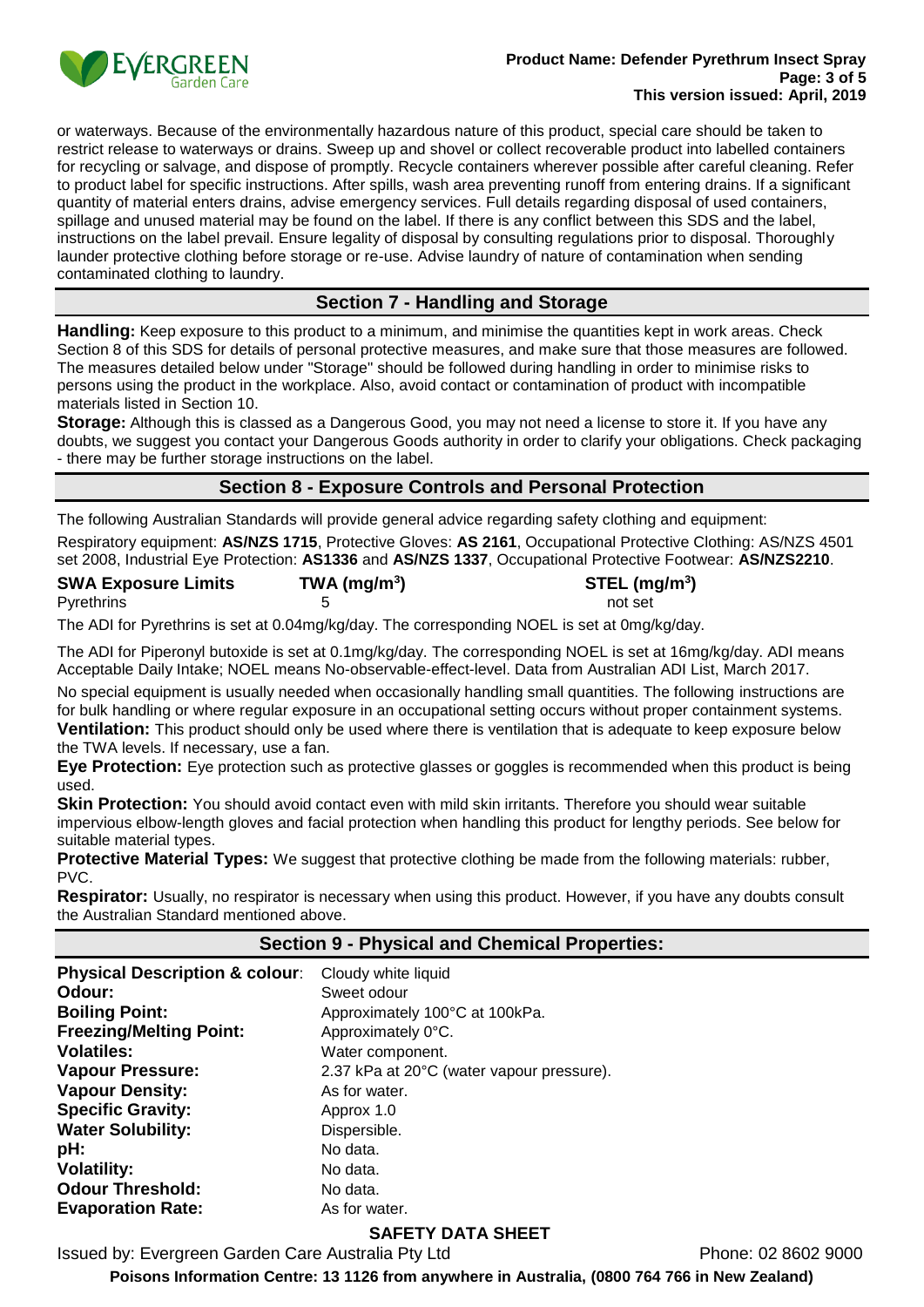or waterways. Because of the environmentally hazardous nature of this product, special care should be taken to restrict release to waterways or drains. Sweep up and shovel or collect recoverable product into labelled containers for recycling or salvage, and dispose of promptly. Recycle containers wherever possible after careful cleaning. Refer to product label for specific instructions. After spills, wash area preventing runoff from entering drains. If a significant quantity of material enters drains, advise emergency services. Full details regarding disposal of used containers, spillage and unused material may be found on the label. If there is any conflict between this SDS and the label, instructions on the label prevail. Ensure legality of disposal by consulting regulations prior to disposal. Thoroughly launder protective clothing before storage or re-use. Advise laundry of nature of contamination when sending contaminated clothing to laundry.

## Section 7 - Handling and Storage

**Handling:** Keep exposure to this product to a minimum, and minimise the quantities kept in work areas. Check Section 8 of this SDS for details of personal protective measures, and make sure that those measures are followed. The measures detailed below under "Storage" should be followed during handling in order to minimise risks to persons using the product in the workplace. Also, avoid contact or contamination of product with incompatible materials listed in Section 10.

**Storage:** Although this is classed as a Dangerous Good, you may not need a license to store it. If you have any doubts, we suggest you contact your Dangerous Goods authority in order to clarify your obligations. Check packaging - there may be further storage instructions on the label.

## Section 8 - Exposure Controls and Personal Protection

The following Australian Standards will provide general advice regarding safety clothing and equipment:

Respiratory equipment: **AS/NZS 1715**, Protective Gloves: **AS 2161**, Occupational Protective Clothing: AS/NZS 4501 set 2008, Industrial Eye Protection: **AS1336** and **AS/NZS 1337**, Occupational Protective Footwear: **AS/NZS2210**.

| SWA Exposure Limits | TWA (mg/m$^3$) | STEL (mg/m$^3$) |
|---|---|---|
| Pyrethrins | 5 | not set |

The ADI for Pyrethrins is set at 0.04mg/kg/day. The corresponding NOEL is set at 0mg/kg/day.

The ADI for Piperonyl butoxide is set at 0.1mg/kg/day. The corresponding NOEL is set at 16mg/kg/day. ADI means Acceptable Daily Intake; NOEL means No-observable-effect-level. Data from Australian ADI List, March 2017.

No special equipment is usually needed when occasionally handling small quantities. The following instructions are for bulk handling or where regular exposure in an occupational setting occurs without proper containment systems.

**Ventilation:** This product should only be used where there is ventilation that is adequate to keep exposure below the TWA levels. If necessary, use a fan.

**Eye Protection:** Eye protection such as protective glasses or goggles is recommended when this product is being used.

**Skin Protection:** You should avoid contact even with mild skin irritants. Therefore you should wear suitable impervious elbow-length gloves and facial protection when handling this product for lengthy periods. See below for suitable material types.

**Protective Material Types:** We suggest that protective clothing be made from the following materials: rubber, PVC.

**Respirator:** Usually, no respirator is necessary when using this product. However, if you have any doubts consult the Australian Standard mentioned above.

## Section 9 - Physical and Chemical Properties:

| | |
|---|---|
| **Physical Description & colour**: | Cloudy white liquid |
| **Odour:** | Sweet odour |
| **Boiling Point:** | Approximately 100°C at 100kPa. |
| **Freezing/Melting Point:** | Approximately 0°C. |
| **Volatiles:** | Water component. |
| **Vapour Pressure:** | 2.37 kPa at 20°C (water vapour pressure). |
| **Vapour Density:** | As for water. |
| **Specific Gravity:** | Approx 1.0 |
| **Water Solubility:** | Dispersible. |
| **pH:** | No data. |
| **Volatility:** | No data. |
| **Odour Threshold:** | No data. |
| **Evaporation Rate:** | As for water. |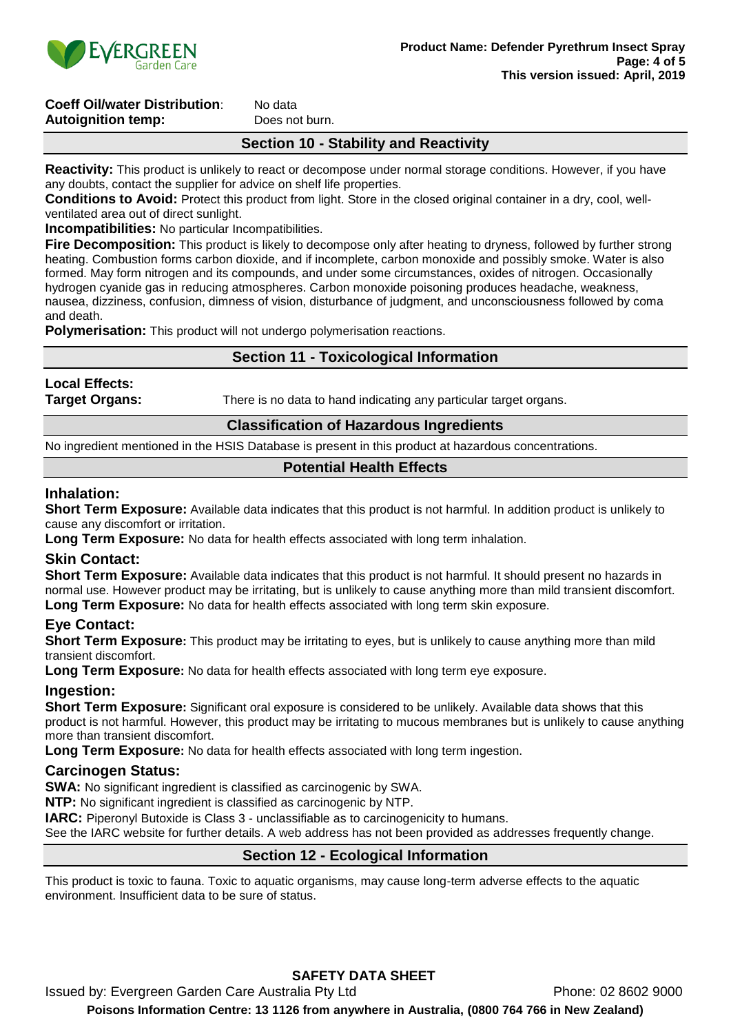**Coeff Oil/water Distribution**: No data
**Autoignition temp:** Does not burn.

## Section 10 - Stability and Reactivity

**Reactivity:** This product is unlikely to react or decompose under normal storage conditions. However, if you have any doubts, contact the supplier for advice on shelf life properties.
**Conditions to Avoid:** Protect this product from light. Store in the closed original container in a dry, cool, well-ventilated area out of direct sunlight.
**Incompatibilities:** No particular Incompatibilities.
**Fire Decomposition:** This product is likely to decompose only after heating to dryness, followed by further strong heating. Combustion forms carbon dioxide, and if incomplete, carbon monoxide and possibly smoke. Water is also formed. May form nitrogen and its compounds, and under some circumstances, oxides of nitrogen. Occasionally hydrogen cyanide gas in reducing atmospheres. Carbon monoxide poisoning produces headache, weakness, nausea, dizziness, confusion, dimness of vision, disturbance of judgment, and unconsciousness followed by coma and death.
**Polymerisation:** This product will not undergo polymerisation reactions.

## Section 11 - Toxicological Information

**Local Effects:**
**Target Organs:** There is no data to hand indicating any particular target organs.

### Classification of Hazardous Ingredients

No ingredient mentioned in the HSIS Database is present in this product at hazardous concentrations.

### Potential Health Effects

#### Inhalation:

**Short Term Exposure:** Available data indicates that this product is not harmful. In addition product is unlikely to cause any discomfort or irritation.
**Long Term Exposure:** No data for health effects associated with long term inhalation.

#### Skin Contact:

**Short Term Exposure:** Available data indicates that this product is not harmful. It should present no hazards in normal use. However product may be irritating, but is unlikely to cause anything more than mild transient discomfort.
**Long Term Exposure:** No data for health effects associated with long term skin exposure.

#### Eye Contact:

**Short Term Exposure:** This product may be irritating to eyes, but is unlikely to cause anything more than mild transient discomfort.
**Long Term Exposure:** No data for health effects associated with long term eye exposure.

#### Ingestion:

**Short Term Exposure:** Significant oral exposure is considered to be unlikely. Available data shows that this product is not harmful. However, this product may be irritating to mucous membranes but is unlikely to cause anything more than transient discomfort.
**Long Term Exposure:** No data for health effects associated with long term ingestion.

#### Carcinogen Status:

**SWA:** No significant ingredient is classified as carcinogenic by SWA.
**NTP:** No significant ingredient is classified as carcinogenic by NTP.
**IARC:** Piperonyl Butoxide is Class 3 - unclassifiable as to carcinogenicity to humans.
See the IARC website for further details. A web address has not been provided as addresses frequently change.

## Section 12 - Ecological Information

This product is toxic to fauna. Toxic to aquatic organisms, may cause long-term adverse effects to the aquatic environment. Insufficient data to be sure of status.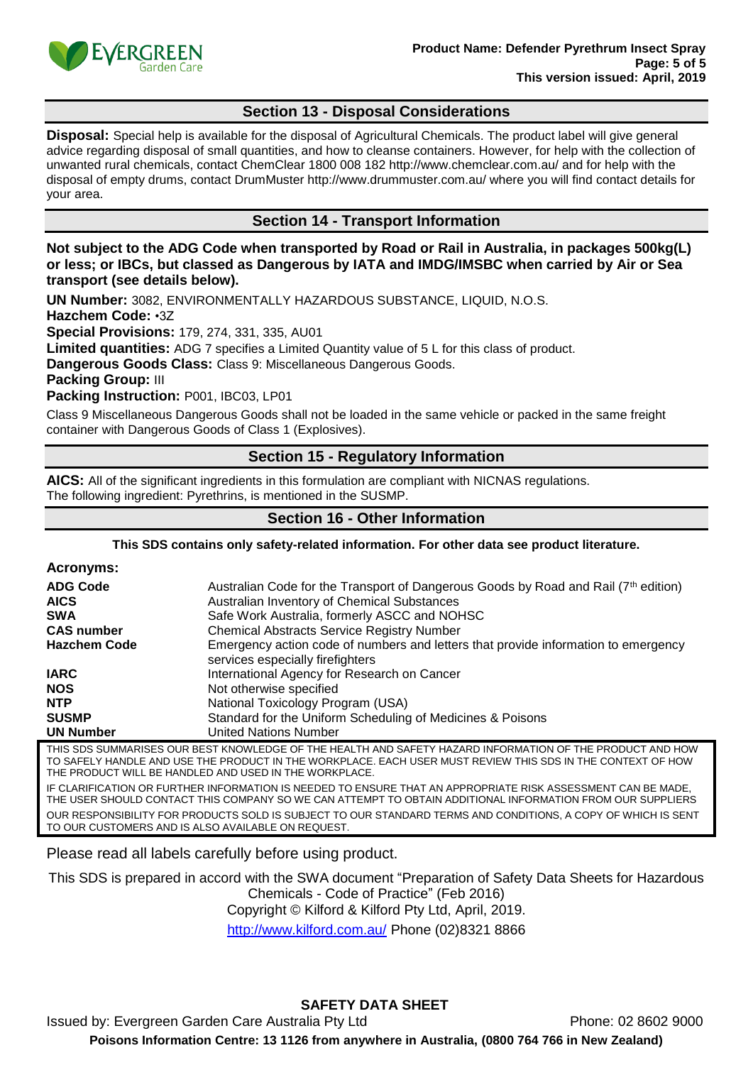## Section 13 - Disposal Considerations

**Disposal:** Special help is available for the disposal of Agricultural Chemicals. The product label will give general advice regarding disposal of small quantities, and how to cleanse containers. However, for help with the collection of unwanted rural chemicals, contact ChemClear 1800 008 182 http://www.chemclear.com.au/ and for help with the disposal of empty drums, contact DrumMuster http://www.drummuster.com.au/ where you will find contact details for your area.

## Section 14 - Transport Information

**Not subject to the ADG Code when transported by Road or Rail in Australia, in packages 500kg(L) or less; or IBCs, but classed as Dangerous by IATA and IMDG/IMSBC when carried by Air or Sea transport (see details below).**

**UN Number:** 3082, ENVIRONMENTALLY HAZARDOUS SUBSTANCE, LIQUID, N.O.S.
**Hazchem Code:** •3Z
**Special Provisions:** 179, 274, 331, 335, AU01
**Limited quantities:** ADG 7 specifies a Limited Quantity value of 5 L for this class of product.
**Dangerous Goods Class:** Class 9: Miscellaneous Dangerous Goods.
**Packing Group:** III
**Packing Instruction:** P001, IBC03, LP01

Class 9 Miscellaneous Dangerous Goods shall not be loaded in the same vehicle or packed in the same freight container with Dangerous Goods of Class 1 (Explosives).

## Section 15 - Regulatory Information

**AICS:** All of the significant ingredients in this formulation are compliant with NICNAS regulations.
The following ingredient: Pyrethrins, is mentioned in the SUSMP.

## Section 16 - Other Information

**This SDS contains only safety-related information. For other data see product literature.**

**Acronyms:**

| | |
|---|---|
| **ADG Code** | Australian Code for the Transport of Dangerous Goods by Road and Rail (7th edition) |
| **AICS** | Australian Inventory of Chemical Substances |
| **SWA** | Safe Work Australia, formerly ASCC and NOHSC |
| **CAS number** | Chemical Abstracts Service Registry Number |
| **Hazchem Code** | Emergency action code of numbers and letters that provide information to emergency services especially firefighters |
| **IARC** | International Agency for Research on Cancer |
| **NOS** | Not otherwise specified |
| **NTP** | National Toxicology Program (USA) |
| **SUSMP** | Standard for the Uniform Scheduling of Medicines & Poisons |
| **UN Number** | United Nations Number |

THIS SDS SUMMARISES OUR BEST KNOWLEDGE OF THE HEALTH AND SAFETY HAZARD INFORMATION OF THE PRODUCT AND HOW TO SAFELY HANDLE AND USE THE PRODUCT IN THE WORKPLACE. EACH USER MUST REVIEW THIS SDS IN THE CONTEXT OF HOW THE PRODUCT WILL BE HANDLED AND USED IN THE WORKPLACE.

IF CLARIFICATION OR FURTHER INFORMATION IS NEEDED TO ENSURE THAT AN APPROPRIATE RISK ASSESSMENT CAN BE MADE, THE USER SHOULD CONTACT THIS COMPANY SO WE CAN ATTEMPT TO OBTAIN ADDITIONAL INFORMATION FROM OUR SUPPLIERS

OUR RESPONSIBILITY FOR PRODUCTS SOLD IS SUBJECT TO OUR STANDARD TERMS AND CONDITIONS, A COPY OF WHICH IS SENT TO OUR CUSTOMERS AND IS ALSO AVAILABLE ON REQUEST.

Please read all labels carefully before using product.

This SDS is prepared in accord with the SWA document "Preparation of Safety Data Sheets for Hazardous Chemicals - Code of Practice" (Feb 2016)
Copyright © Kilford & Kilford Pty Ltd, April, 2019.
http://www.kilford.com.au/ Phone (02)8321 8866